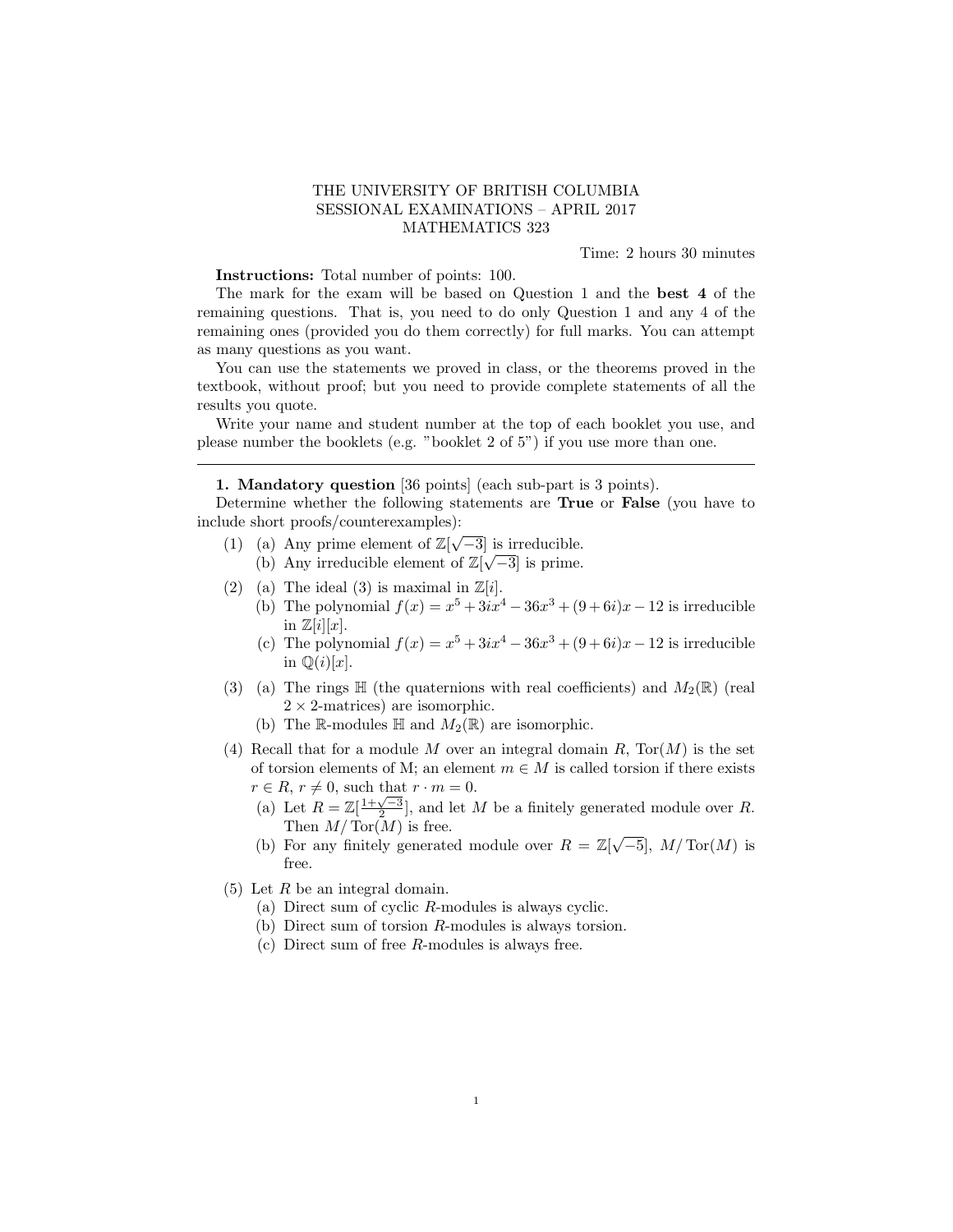THE UNIVERSITY OF BRITISH COLUMBIA
SESSIONAL EXAMINATIONS – APRIL 2017
MATHEMATICS 323

Time: 2 hours 30 minutes

**Instructions:** Total number of points: 100.

The mark for the exam will be based on Question 1 and the **best 4** of the remaining questions. That is, you need to do only Question 1 and any 4 of the remaining ones (provided you do them correctly) for full marks. You can attempt as many questions as you want.

You can use the statements we proved in class, or the theorems proved in the textbook, without proof; but you need to provide complete statements of all the results you quote.

Write your name and student number at the top of each booklet you use, and please number the booklets (e.g. "booklet 2 of 5") if you use more than one.

---

**1. Mandatory question** [36 points] (each sub-part is 3 points).

Determine whether the following statements are **True** or **False** (you have to include short proofs/counterexamples):

(1) (a) Any prime element of $\mathbb{Z}[\sqrt{-3}]$ is irreducible.
    (b) Any irreducible element of $\mathbb{Z}[\sqrt{-3}]$ is prime.

(2) (a) The ideal $(3)$ is maximal in $\mathbb{Z}[i]$.
    (b) The polynomial $f(x) = x^5 + 3ix^4 - 36x^3 + (9+6i)x - 12$ is irreducible in $\mathbb{Z}[i][x]$.
    (c) The polynomial $f(x) = x^5 + 3ix^4 - 36x^3 + (9+6i)x - 12$ is irreducible in $\mathbb{Q}(i)[x]$.

(3) (a) The rings $\mathbb{H}$ (the quaternions with real coefficients) and $M_2(\mathbb{R})$ (real $2 \times 2$-matrices) are isomorphic.
    (b) The $\mathbb{R}$-modules $\mathbb{H}$ and $M_2(\mathbb{R})$ are isomorphic.

(4) Recall that for a module $M$ over an integral domain $R$, $\operatorname{Tor}(M)$ is the set of torsion elements of M; an element $m \in M$ is called torsion if there exists $r \in R$, $r \neq 0$, such that $r \cdot m = 0$.
    (a) Let $R = \mathbb{Z}[\frac{1+\sqrt{-3}}{2}]$, and let $M$ be a finitely generated module over $R$. Then $M/\operatorname{Tor}(M)$ is free.
    (b) For any finitely generated module over $R = \mathbb{Z}[\sqrt{-5}]$, $M/\operatorname{Tor}(M)$ is free.

(5) Let $R$ be an integral domain.
    (a) Direct sum of cyclic $R$-modules is always cyclic.
    (b) Direct sum of torsion $R$-modules is always torsion.
    (c) Direct sum of free $R$-modules is always free.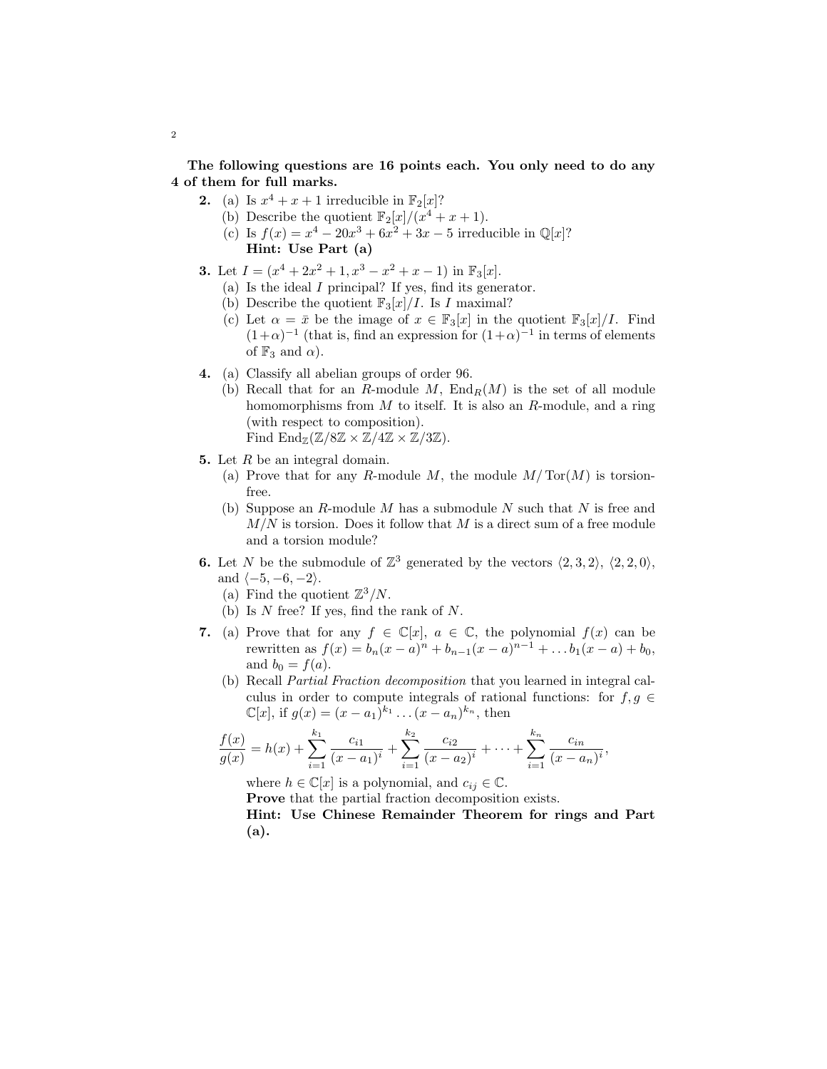**The following questions are 16 points each. You only need to do any 4 of them for full marks.**

**2.** (a) Is $x^4 + x + 1$ irreducible in $\mathbb{F}_2[x]$?

(b) Describe the quotient $\mathbb{F}_2[x]/(x^4 + x + 1)$.

(c) Is $f(x) = x^4 - 20x^3 + 6x^2 + 3x - 5$ irreducible in $\mathbb{Q}[x]$?
**Hint: Use Part (a)**

**3.** Let $I = (x^4 + 2x^2 + 1, x^3 - x^2 + x - 1)$ in $\mathbb{F}_3[x]$.

(a) Is the ideal $I$ principal? If yes, find its generator.

(b) Describe the quotient $\mathbb{F}_3[x]/I$. Is $I$ maximal?

(c) Let $\alpha = \bar{x}$ be the image of $x \in \mathbb{F}_3[x]$ in the quotient $\mathbb{F}_3[x]/I$. Find $(1+\alpha)^{-1}$ (that is, find an expression for $(1+\alpha)^{-1}$ in terms of elements of $\mathbb{F}_3$ and $\alpha$).

**4.** (a) Classify all abelian groups of order 96.

(b) Recall that for an $R$-module $M$, $\mathrm{End}_R(M)$ is the set of all module homomorphisms from $M$ to itself. It is also an $R$-module, and a ring (with respect to composition).
Find $\mathrm{End}_{\mathbb{Z}}(\mathbb{Z}/8\mathbb{Z} \times \mathbb{Z}/4\mathbb{Z} \times \mathbb{Z}/3\mathbb{Z})$.

**5.** Let $R$ be an integral domain.

(a) Prove that for any $R$-module $M$, the module $M/\operatorname{Tor}(M)$ is torsion-free.

(b) Suppose an $R$-module $M$ has a submodule $N$ such that $N$ is free and $M/N$ is torsion. Does it follow that $M$ is a direct sum of a free module and a torsion module?

**6.** Let $N$ be the submodule of $\mathbb{Z}^3$ generated by the vectors $\langle 2, 3, 2\rangle$, $\langle 2, 2, 0\rangle$, and $\langle -5, -6, -2\rangle$.

(a) Find the quotient $\mathbb{Z}^3/N$.

(b) Is $N$ free? If yes, find the rank of $N$.

**7.** (a) Prove that for any $f \in \mathbb{C}[x]$, $a \in \mathbb{C}$, the polynomial $f(x)$ can be rewritten as $f(x) = b_n(x-a)^n + b_{n-1}(x-a)^{n-1} + \ldots b_1(x-a) + b_0$, and $b_0 = f(a)$.

(b) Recall *Partial Fraction decomposition* that you learned in integral calculus in order to compute integrals of rational functions: for $f, g \in \mathbb{C}[x]$, if $g(x) = (x-a_1)^{k_1} \ldots (x-a_n)^{k_n}$, then

$$\frac{f(x)}{g(x)} = h(x) + \sum_{i=1}^{k_1} \frac{c_{i1}}{(x-a_1)^i} + \sum_{i=1}^{k_2} \frac{c_{i2}}{(x-a_2)^i} + \cdots + \sum_{i=1}^{k_n} \frac{c_{in}}{(x-a_n)^i},$$

where $h \in \mathbb{C}[x]$ is a polynomial, and $c_{ij} \in \mathbb{C}$.
**Prove** that the partial fraction decomposition exists.
**Hint: Use Chinese Remainder Theorem for rings and Part (a).**